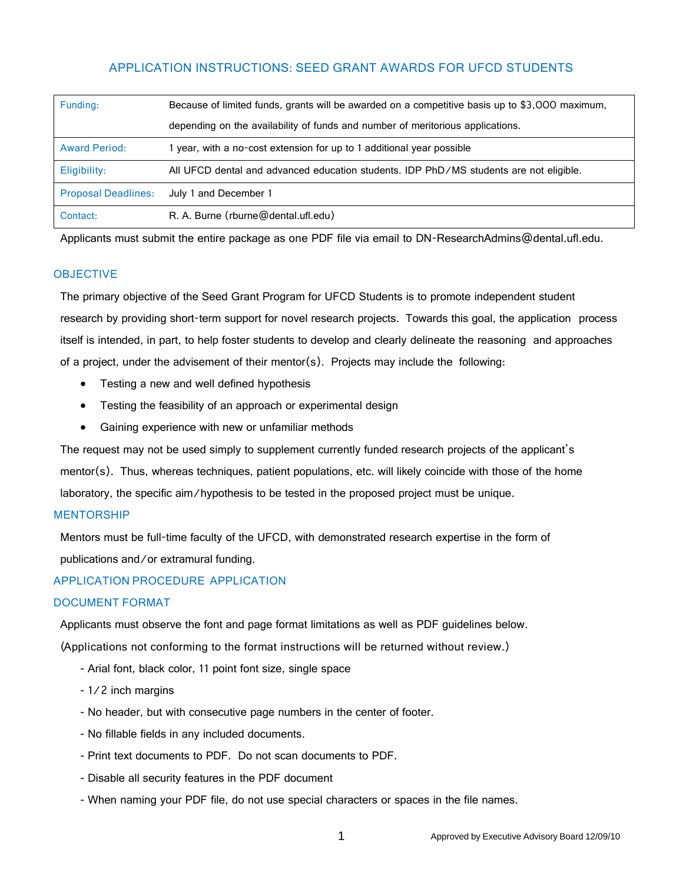# APPLICATION INSTRUCTIONS: SEED GRANT AWARDS FOR UFCD STUDENTS

| | |
|---|---|
| Funding: | Because of limited funds, grants will be awarded on a competitive basis up to $3,000 maximum, depending on the availability of funds and number of meritorious applications. |
| Award Period: | 1 year, with a no-cost extension for up to 1 additional year possible |
| Eligibility: | All UFCD dental and advanced education students. IDP PhD/MS students are not eligible. |
| Proposal Deadlines: | July 1 and December 1 |
| Contact: | R. A. Burne (rburne@dental.ufl.edu) |

Applicants must submit the entire package as one PDF file via email to DN-ResearchAdmins@dental.ufl.edu.

## OBJECTIVE

The primary objective of the Seed Grant Program for UFCD Students is to promote independent student research by providing short-term support for novel research projects. Towards this goal, the application process itself is intended, in part, to help foster students to develop and clearly delineate the reasoning and approaches of a project, under the advisement of their mentor(s). Projects may include the following:

- Testing a new and well defined hypothesis
- Testing the feasibility of an approach or experimental design
- Gaining experience with new or unfamiliar methods

The request may not be used simply to supplement currently funded research projects of the applicant's mentor(s). Thus, whereas techniques, patient populations, etc. will likely coincide with those of the home laboratory, the specific aim/hypothesis to be tested in the proposed project must be unique.

## MENTORSHIP

Mentors must be full-time faculty of the UFCD, with demonstrated research expertise in the form of publications and/or extramural funding.

## APPLICATION PROCEDURE APPLICATION

## DOCUMENT FORMAT

Applicants must observe the font and page format limitations as well as PDF guidelines below.

(Applications not conforming to the format instructions will be returned without review.)

- Arial font, black color, 11 point font size, single space
- 1/2 inch margins
- No header, but with consecutive page numbers in the center of footer.
- No fillable fields in any included documents.
- Print text documents to PDF. Do not scan documents to PDF.
- Disable all security features in the PDF document
- When naming your PDF file, do not use special characters or spaces in the file names.

Approved by Executive Advisory Board 12/09/10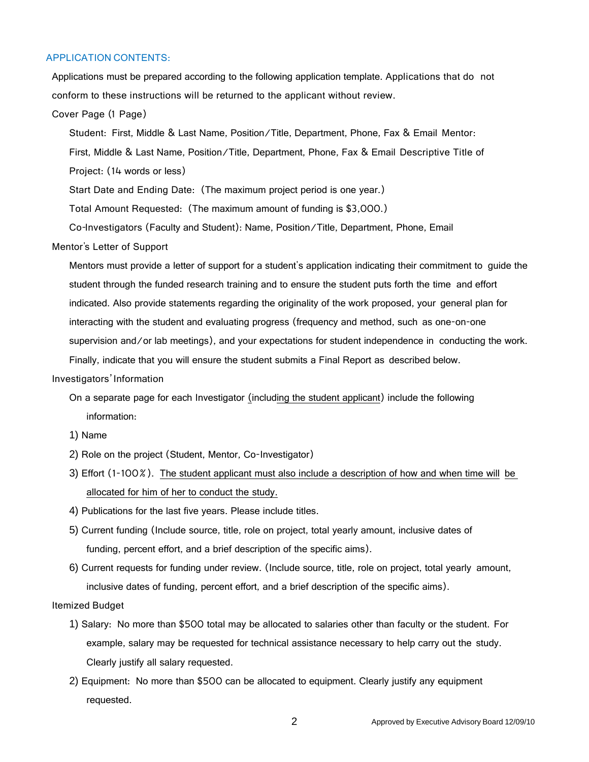## APPLICATION CONTENTS:

Applications must be prepared according to the following application template. Applications that do not conform to these instructions will be returned to the applicant without review.

Cover Page (1 Page)

Student: First, Middle & Last Name, Position/Title, Department, Phone, Fax & Email

Mentor: First, Middle & Last Name, Position/Title, Department, Phone, Fax & Email

Descriptive Title of Project: (14 words or less)

Start Date and Ending Date: (The maximum project period is one year.)

Total Amount Requested: (The maximum amount of funding is $3,000.)

Co-Investigators (Faculty and Student): Name, Position/Title, Department, Phone, Email

Mentor's Letter of Support

Mentors must provide a letter of support for a student's application indicating their commitment to guide the student through the funded research training and to ensure the student puts forth the time and effort indicated. Also provide statements regarding the originality of the work proposed, your general plan for interacting with the student and evaluating progress (frequency and method, such as one-on-one supervision and/or lab meetings), and your expectations for student independence in conducting the work. Finally, indicate that you will ensure the student submits a Final Report as described below.

Investigators' Information

On a separate page for each Investigator (including the student applicant) include the following information:

1) Name
2) Role on the project (Student, Mentor, Co-Investigator)
3) Effort (1-100%). The student applicant must also include a description of how and when time will be allocated for him of her to conduct the study.
4) Publications for the last five years. Please include titles.
5) Current funding (Include source, title, role on project, total yearly amount, inclusive dates of funding, percent effort, and a brief description of the specific aims).
6) Current requests for funding under review. (Include source, title, role on project, total yearly amount, inclusive dates of funding, percent effort, and a brief description of the specific aims).

Itemized Budget

1) Salary: No more than $500 total may be allocated to salaries other than faculty or the student. For example, salary may be requested for technical assistance necessary to help carry out the study. Clearly justify all salary requested.
2) Equipment: No more than $500 can be allocated to equipment. Clearly justify any equipment requested.

Approved by Executive Advisory Board 12/09/10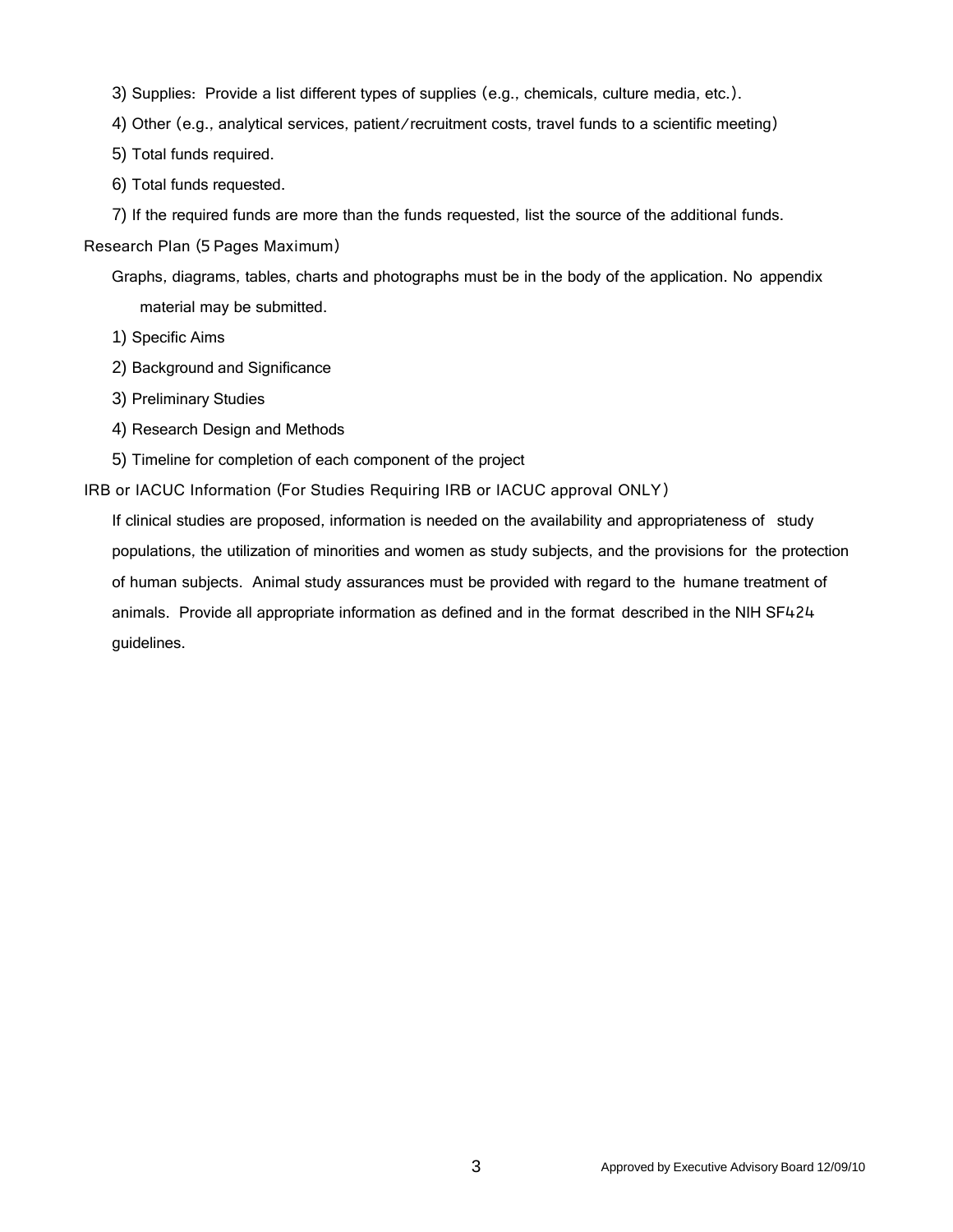3) Supplies: Provide a list different types of supplies (e.g., chemicals, culture media, etc.).

4) Other (e.g., analytical services, patient/recruitment costs, travel funds to a scientific meeting)

5) Total funds required.

6) Total funds requested.

7) If the required funds are more than the funds requested, list the source of the additional funds.

## Research Plan (5 Pages Maximum)

Graphs, diagrams, tables, charts and photographs must be in the body of the application. No appendix material may be submitted.

1) Specific Aims

2) Background and Significance

3) Preliminary Studies

4) Research Design and Methods

5) Timeline for completion of each component of the project

## IRB or IACUC Information (For Studies Requiring IRB or IACUC approval ONLY)

If clinical studies are proposed, information is needed on the availability and appropriateness of study populations, the utilization of minorities and women as study subjects, and the provisions for the protection of human subjects. Animal study assurances must be provided with regard to the humane treatment of animals. Provide all appropriate information as defined and in the format described in the NIH SF424 guidelines.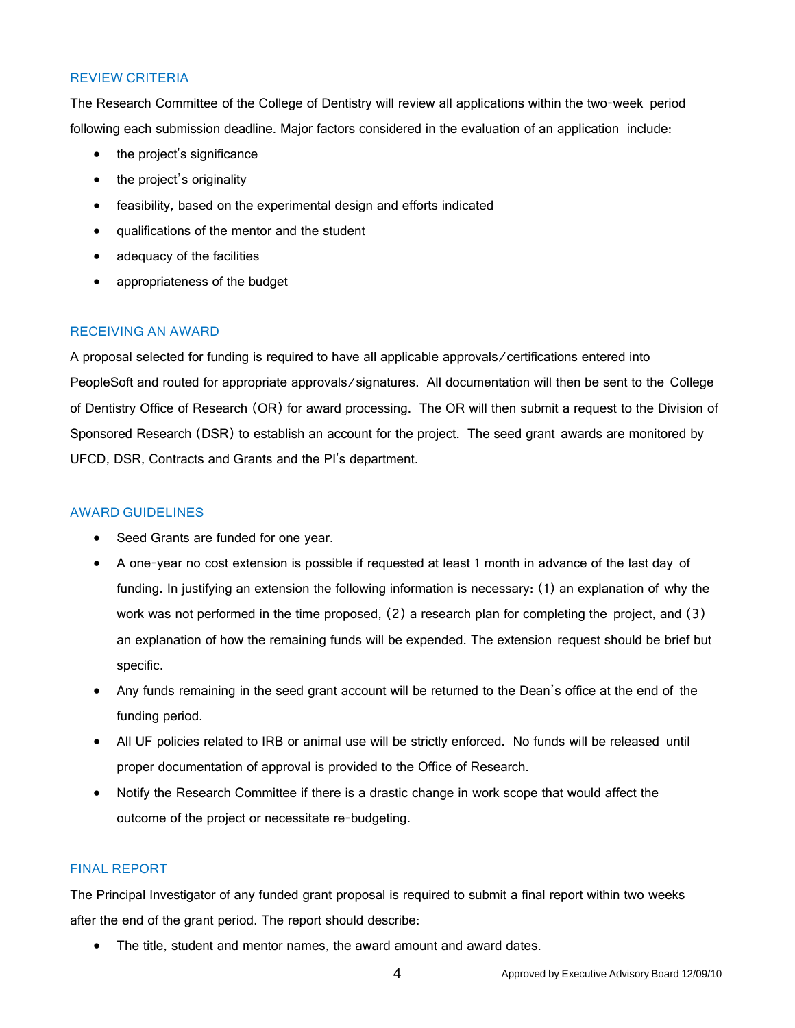## REVIEW CRITERIA

The Research Committee of the College of Dentistry will review all applications within the two-week period following each submission deadline. Major factors considered in the evaluation of an application include:

- the project's significance
- the project's originality
- feasibility, based on the experimental design and efforts indicated
- qualifications of the mentor and the student
- adequacy of the facilities
- appropriateness of the budget

## RECEIVING AN AWARD

A proposal selected for funding is required to have all applicable approvals/certifications entered into PeopleSoft and routed for appropriate approvals/signatures. All documentation will then be sent to the College of Dentistry Office of Research (OR) for award processing. The OR will then submit a request to the Division of Sponsored Research (DSR) to establish an account for the project. The seed grant awards are monitored by UFCD, DSR, Contracts and Grants and the PI's department.

## AWARD GUIDELINES

- Seed Grants are funded for one year.
- A one-year no cost extension is possible if requested at least 1 month in advance of the last day of funding. In justifying an extension the following information is necessary: (1) an explanation of why the work was not performed in the time proposed, (2) a research plan for completing the project, and (3) an explanation of how the remaining funds will be expended. The extension request should be brief but specific.
- Any funds remaining in the seed grant account will be returned to the Dean's office at the end of the funding period.
- All UF policies related to IRB or animal use will be strictly enforced. No funds will be released until proper documentation of approval is provided to the Office of Research.
- Notify the Research Committee if there is a drastic change in work scope that would affect the outcome of the project or necessitate re-budgeting.

## FINAL REPORT

The Principal Investigator of any funded grant proposal is required to submit a final report within two weeks after the end of the grant period. The report should describe:

- The title, student and mentor names, the award amount and award dates.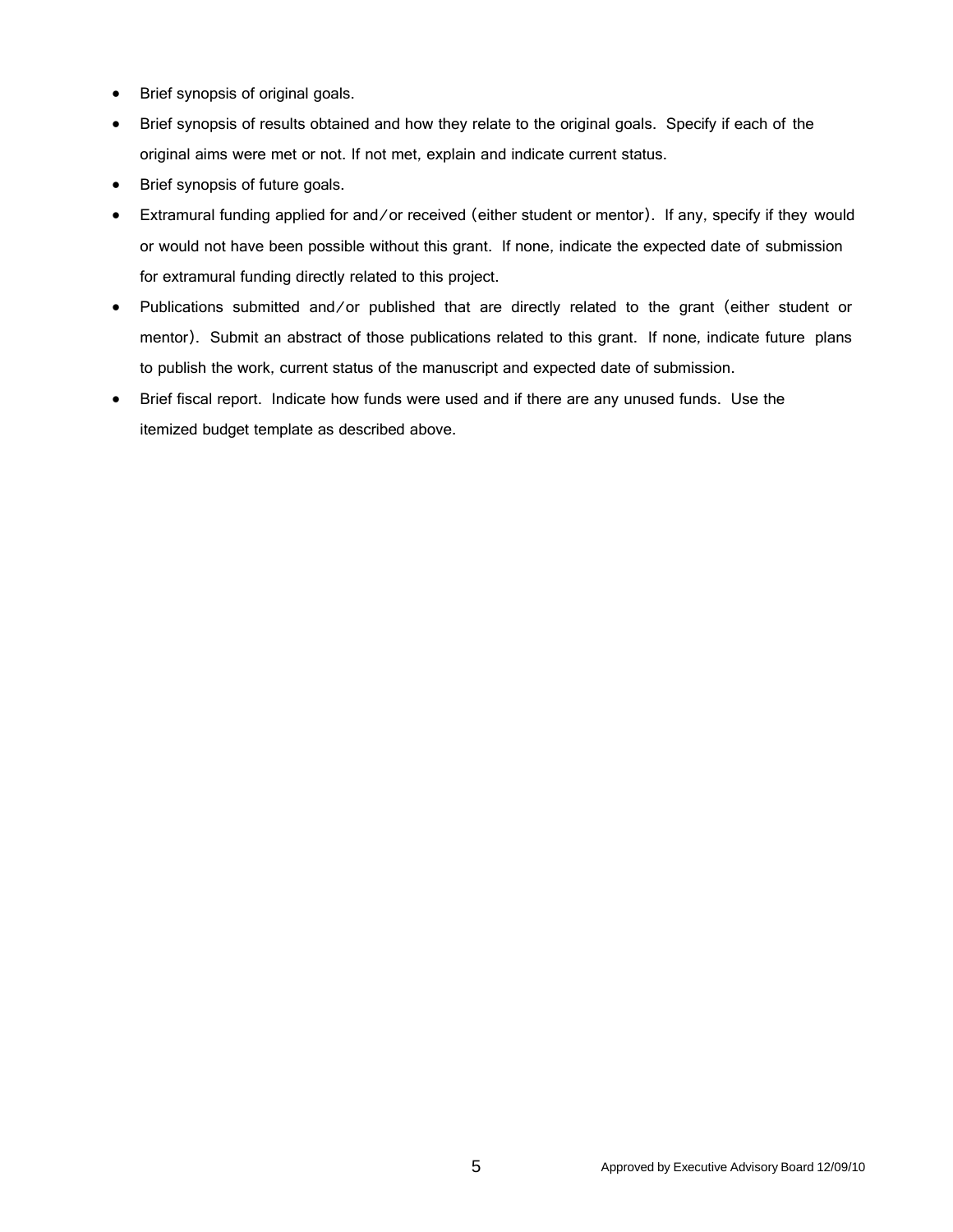- Brief synopsis of original goals.
- Brief synopsis of results obtained and how they relate to the original goals. Specify if each of the original aims were met or not. If not met, explain and indicate current status.
- Brief synopsis of future goals.
- Extramural funding applied for and/or received (either student or mentor). If any, specify if they would or would not have been possible without this grant. If none, indicate the expected date of submission for extramural funding directly related to this project.
- Publications submitted and/or published that are directly related to the grant (either student or mentor). Submit an abstract of those publications related to this grant. If none, indicate future plans to publish the work, current status of the manuscript and expected date of submission.
- Brief fiscal report. Indicate how funds were used and if there are any unused funds. Use the itemized budget template as described above.